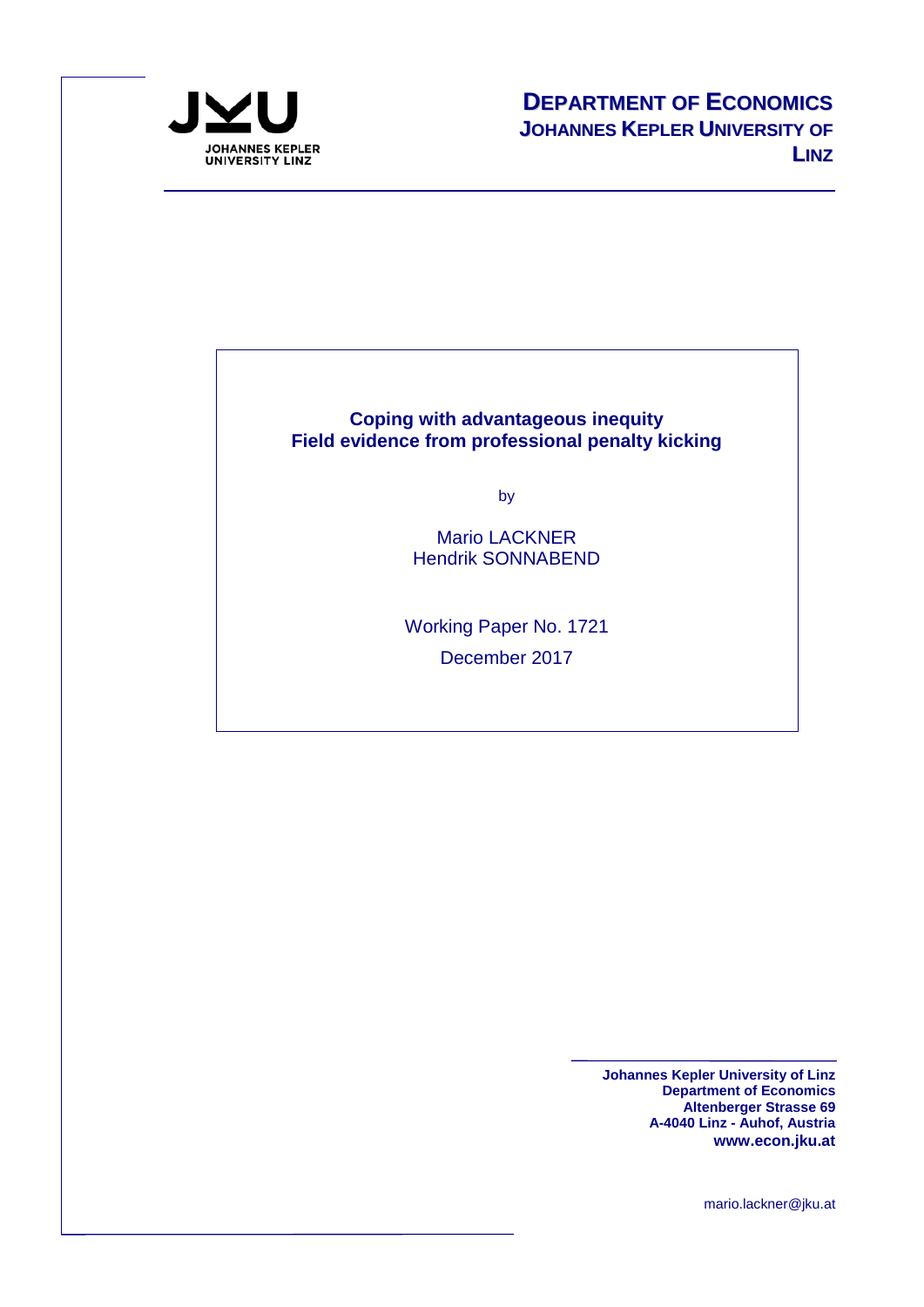JOHANNES KEPLER UNIVERSITY LINZ

**DEPARTMENT OF ECONOMICS**
**JOHANNES KEPLER UNIVERSITY OF LINZ**

# Coping with advantageous inequity
# Field evidence from professional penalty kicking

by

Mario LACKNER
Hendrik SONNABEND

Working Paper No. 1721

December 2017

**Johannes Kepler University of Linz**
**Department of Economics**
**Altenberger Strasse 69**
**A-4040 Linz - Auhof, Austria**
**www.econ.jku.at**

mario.lackner@jku.at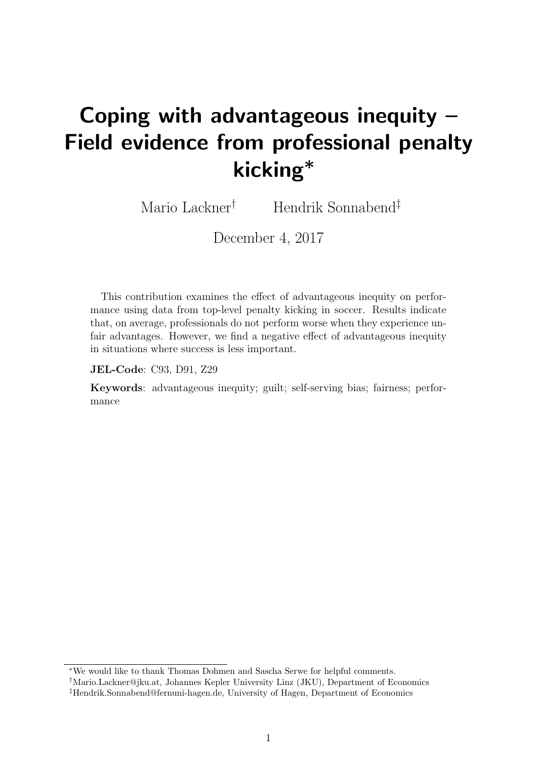# Coping with advantageous inequity – Field evidence from professional penalty kicking*

Mario Lackner[†] Hendrik Sonnabend[‡]

December 4, 2017

This contribution examines the effect of advantageous inequity on performance using data from top-level penalty kicking in soccer. Results indicate that, on average, professionals do not perform worse when they experience unfair advantages. However, we find a negative effect of advantageous inequity in situations where success is less important.

**JEL-Code**: C93, D91, Z29

**Keywords**: advantageous inequity; guilt; self-serving bias; fairness; performance

[*] We would like to thank Thomas Dohmen and Sascha Serwe for helpful comments.

[†] Mario.Lackner@jku.at, Johannes Kepler University Linz (JKU), Department of Economics

[‡] Hendrik.Sonnabend@fernuni-hagen.de, University of Hagen, Department of Economics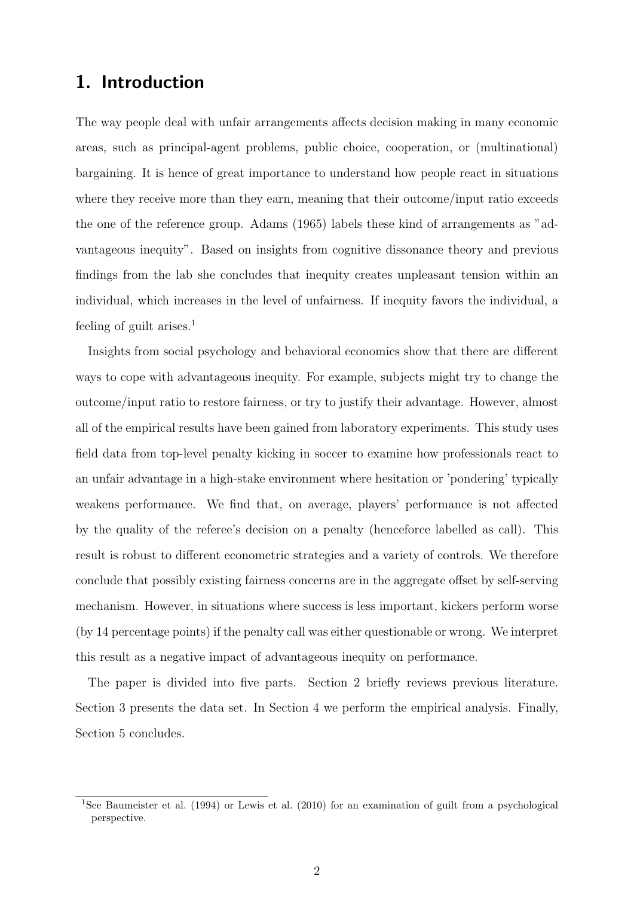# 1. Introduction

The way people deal with unfair arrangements affects decision making in many economic areas, such as principal-agent problems, public choice, cooperation, or (multinational) bargaining. It is hence of great importance to understand how people react in situations where they receive more than they earn, meaning that their outcome/input ratio exceeds the one of the reference group. Adams (1965) labels these kind of arrangements as "advantageous inequity". Based on insights from cognitive dissonance theory and previous findings from the lab she concludes that inequity creates unpleasant tension within an individual, which increases in the level of unfairness. If inequity favors the individual, a feeling of guilt arises.[1]

Insights from social psychology and behavioral economics show that there are different ways to cope with advantageous inequity. For example, subjects might try to change the outcome/input ratio to restore fairness, or try to justify their advantage. However, almost all of the empirical results have been gained from laboratory experiments. This study uses field data from top-level penalty kicking in soccer to examine how professionals react to an unfair advantage in a high-stake environment where hesitation or 'pondering' typically weakens performance. We find that, on average, players' performance is not affected by the quality of the referee's decision on a penalty (henceforce labelled as call). This result is robust to different econometric strategies and a variety of controls. We therefore conclude that possibly existing fairness concerns are in the aggregate offset by self-serving mechanism. However, in situations where success is less important, kickers perform worse (by 14 percentage points) if the penalty call was either questionable or wrong. We interpret this result as a negative impact of advantageous inequity on performance.

The paper is divided into five parts. Section 2 briefly reviews previous literature. Section 3 presents the data set. In Section 4 we perform the empirical analysis. Finally, Section 5 concludes.

[1] See Baumeister et al. (1994) or Lewis et al. (2010) for an examination of guilt from a psychological perspective.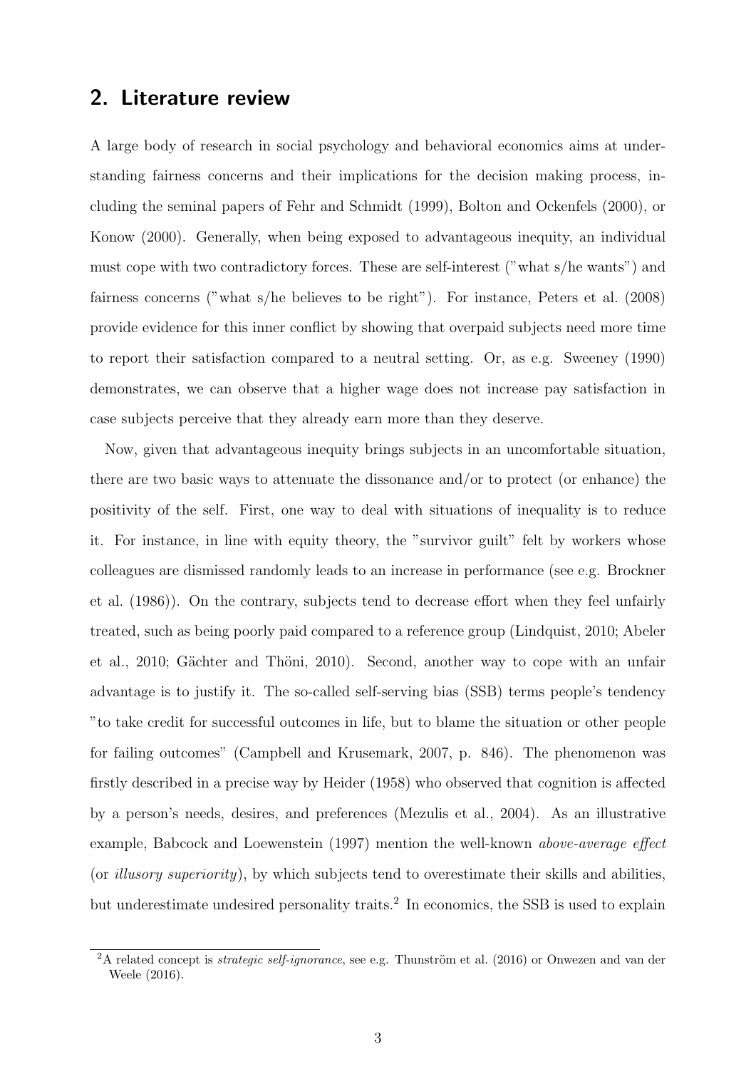## 2. Literature review

A large body of research in social psychology and behavioral economics aims at understanding fairness concerns and their implications for the decision making process, including the seminal papers of Fehr and Schmidt (1999), Bolton and Ockenfels (2000), or Konow (2000). Generally, when being exposed to advantageous inequity, an individual must cope with two contradictory forces. These are self-interest ("what s/he wants") and fairness concerns ("what s/he believes to be right"). For instance, Peters et al. (2008) provide evidence for this inner conflict by showing that overpaid subjects need more time to report their satisfaction compared to a neutral setting. Or, as e.g. Sweeney (1990) demonstrates, we can observe that a higher wage does not increase pay satisfaction in case subjects perceive that they already earn more than they deserve.

Now, given that advantageous inequity brings subjects in an uncomfortable situation, there are two basic ways to attenuate the dissonance and/or to protect (or enhance) the positivity of the self. First, one way to deal with situations of inequality is to reduce it. For instance, in line with equity theory, the "survivor guilt" felt by workers whose colleagues are dismissed randomly leads to an increase in performance (see e.g. Brockner et al. (1986)). On the contrary, subjects tend to decrease effort when they feel unfairly treated, such as being poorly paid compared to a reference group (Lindquist, 2010; Abeler et al., 2010; Gächter and Thöni, 2010). Second, another way to cope with an unfair advantage is to justify it. The so-called self-serving bias (SSB) terms people's tendency "to take credit for successful outcomes in life, but to blame the situation or other people for failing outcomes" (Campbell and Krusemark, 2007, p. 846). The phenomenon was firstly described in a precise way by Heider (1958) who observed that cognition is affected by a person's needs, desires, and preferences (Mezulis et al., 2004). As an illustrative example, Babcock and Loewenstein (1997) mention the well-known *above-average effect* (or *illusory superiority*), by which subjects tend to overestimate their skills and abilities, but underestimate undesired personality traits.[2] In economics, the SSB is used to explain

[2] A related concept is *strategic self-ignorance*, see e.g. Thunström et al. (2016) or Onwezen and van der Weele (2016).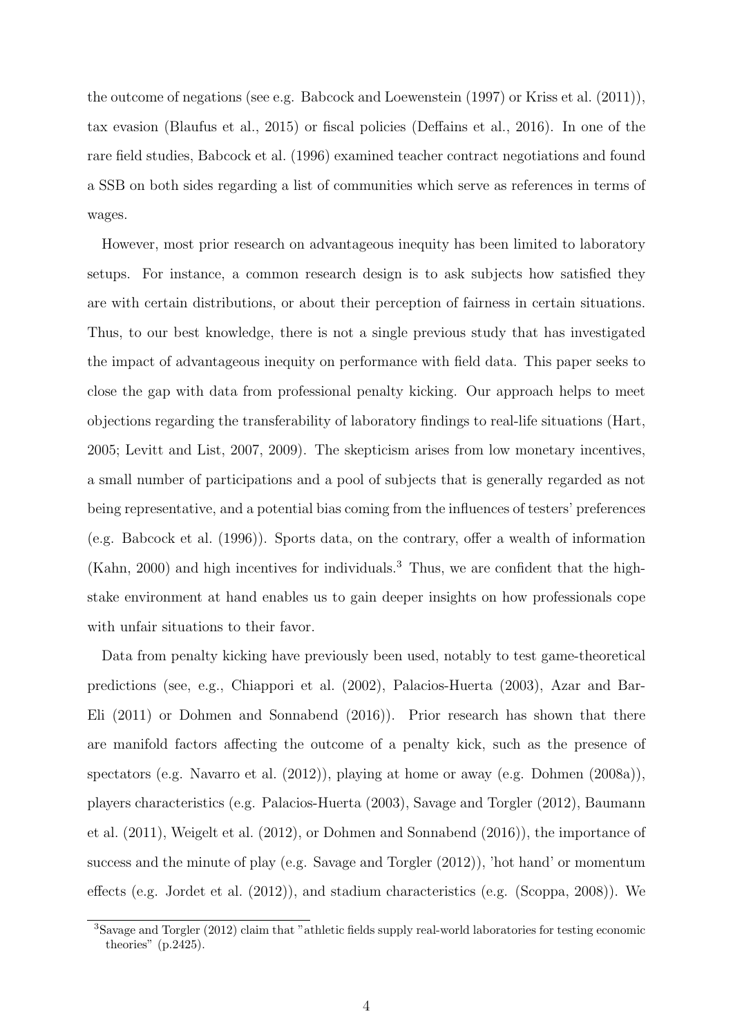the outcome of negations (see e.g. Babcock and Loewenstein (1997) or Kriss et al. (2011)), tax evasion (Blaufus et al., 2015) or fiscal policies (Deffains et al., 2016). In one of the rare field studies, Babcock et al. (1996) examined teacher contract negotiations and found a SSB on both sides regarding a list of communities which serve as references in terms of wages.

However, most prior research on advantageous inequity has been limited to laboratory setups. For instance, a common research design is to ask subjects how satisfied they are with certain distributions, or about their perception of fairness in certain situations. Thus, to our best knowledge, there is not a single previous study that has investigated the impact of advantageous inequity on performance with field data. This paper seeks to close the gap with data from professional penalty kicking. Our approach helps to meet objections regarding the transferability of laboratory findings to real-life situations (Hart, 2005; Levitt and List, 2007, 2009). The skepticism arises from low monetary incentives, a small number of participations and a pool of subjects that is generally regarded as not being representative, and a potential bias coming from the influences of testers' preferences (e.g. Babcock et al. (1996)). Sports data, on the contrary, offer a wealth of information (Kahn, 2000) and high incentives for individuals.[3] Thus, we are confident that the high-stake environment at hand enables us to gain deeper insights on how professionals cope with unfair situations to their favor.

Data from penalty kicking have previously been used, notably to test game-theoretical predictions (see, e.g., Chiappori et al. (2002), Palacios-Huerta (2003), Azar and Bar-Eli (2011) or Dohmen and Sonnabend (2016)). Prior research has shown that there are manifold factors affecting the outcome of a penalty kick, such as the presence of spectators (e.g. Navarro et al. (2012)), playing at home or away (e.g. Dohmen (2008a)), players characteristics (e.g. Palacios-Huerta (2003), Savage and Torgler (2012), Baumann et al. (2011), Weigelt et al. (2012), or Dohmen and Sonnabend (2016)), the importance of success and the minute of play (e.g. Savage and Torgler (2012)), 'hot hand' or momentum effects (e.g. Jordet et al. (2012)), and stadium characteristics (e.g. (Scoppa, 2008)). We

[3] Savage and Torgler (2012) claim that "athletic fields supply real-world laboratories for testing economic theories" (p.2425).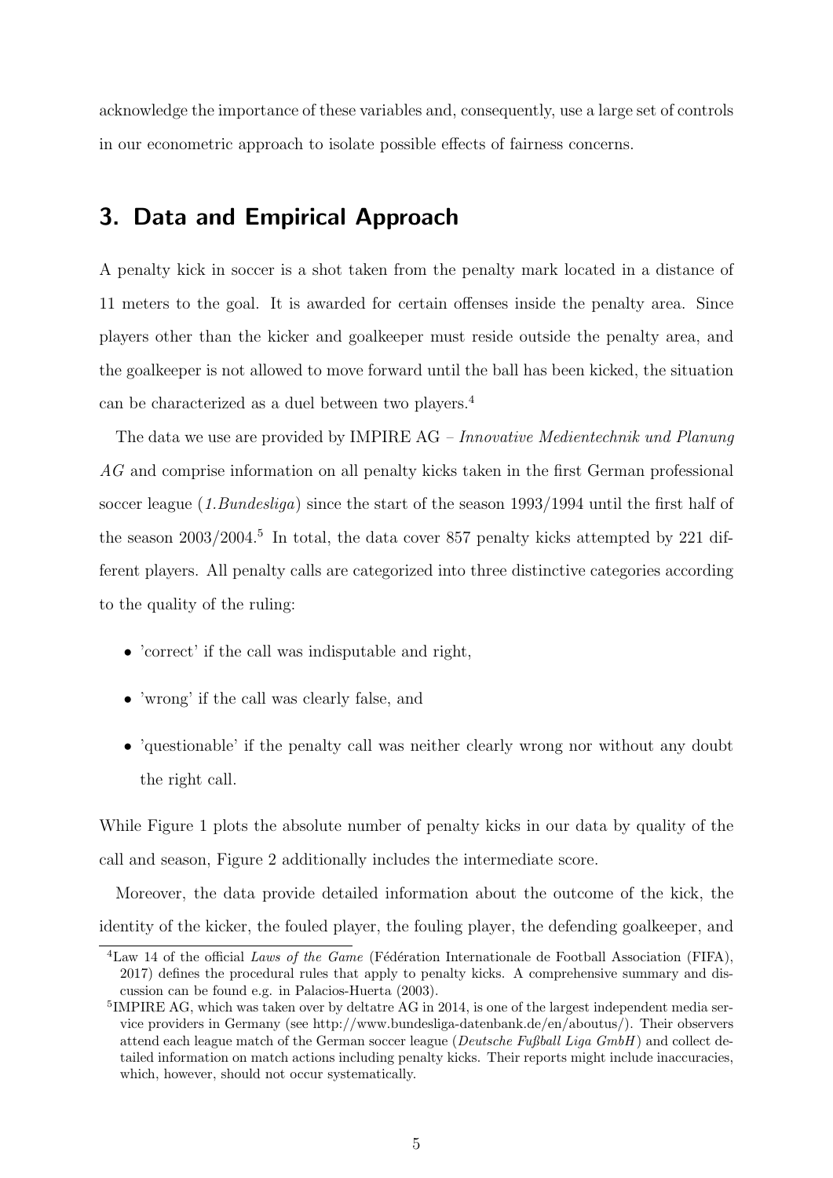acknowledge the importance of these variables and, consequently, use a large set of controls in our econometric approach to isolate possible effects of fairness concerns.

## 3. Data and Empirical Approach

A penalty kick in soccer is a shot taken from the penalty mark located in a distance of 11 meters to the goal. It is awarded for certain offenses inside the penalty area. Since players other than the kicker and goalkeeper must reside outside the penalty area, and the goalkeeper is not allowed to move forward until the ball has been kicked, the situation can be characterized as a duel between two players.[4]

The data we use are provided by IMPIRE AG – *Innovative Medientechnik und Planung AG* and comprise information on all penalty kicks taken in the first German professional soccer league (*1.Bundesliga*) since the start of the season 1993/1994 until the first half of the season 2003/2004.[5] In total, the data cover 857 penalty kicks attempted by 221 different players. All penalty calls are categorized into three distinctive categories according to the quality of the ruling:

- 'correct' if the call was indisputable and right,
- 'wrong' if the call was clearly false, and
- 'questionable' if the penalty call was neither clearly wrong nor without any doubt the right call.

While Figure 1 plots the absolute number of penalty kicks in our data by quality of the call and season, Figure 2 additionally includes the intermediate score.

Moreover, the data provide detailed information about the outcome of the kick, the identity of the kicker, the fouled player, the fouling player, the defending goalkeeper, and

[4] Law 14 of the official *Laws of the Game* (Fédération Internationale de Football Association (FIFA), 2017) defines the procedural rules that apply to penalty kicks. A comprehensive summary and discussion can be found e.g. in Palacios-Huerta (2003).

[5] IMPIRE AG, which was taken over by deltatre AG in 2014, is one of the largest independent media service providers in Germany (see http://www.bundesliga-datenbank.de/en/aboutus/). Their observers attend each league match of the German soccer league (*Deutsche Fußball Liga GmbH*) and collect detailed information on match actions including penalty kicks. Their reports might include inaccuracies, which, however, should not occur systematically.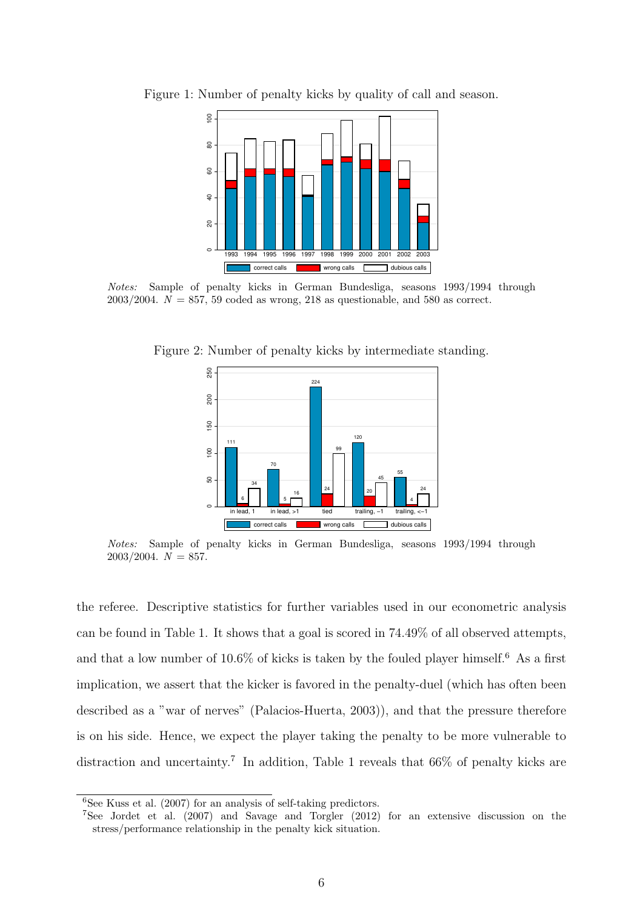Figure 1: Number of penalty kicks by quality of call and season.

*Notes:* Sample of penalty kicks in German Bundesliga, seasons 1993/1994 through 2003/2004. $N = 857$, 59 coded as wrong, 218 as questionable, and 580 as correct.

Figure 2: Number of penalty kicks by intermediate standing.

*Notes:* Sample of penalty kicks in German Bundesliga, seasons 1993/1994 through 2003/2004. $N = 857$.

the referee. Descriptive statistics for further variables used in our econometric analysis can be found in Table 1. It shows that a goal is scored in 74.49% of all observed attempts, and that a low number of 10.6% of kicks is taken by the fouled player himself.[6] As a first implication, we assert that the kicker is favored in the penalty-duel (which has often been described as a "war of nerves" (Palacios-Huerta, 2003)), and that the pressure therefore is on his side. Hence, we expect the player taking the penalty to be more vulnerable to distraction and uncertainty.[7] In addition, Table 1 reveals that 66% of penalty kicks are

[6] See Kuss et al. (2007) for an analysis of self-taking predictors.

[7] See Jordet et al. (2007) and Savage and Torgler (2012) for an extensive discussion on the stress/performance relationship in the penalty kick situation.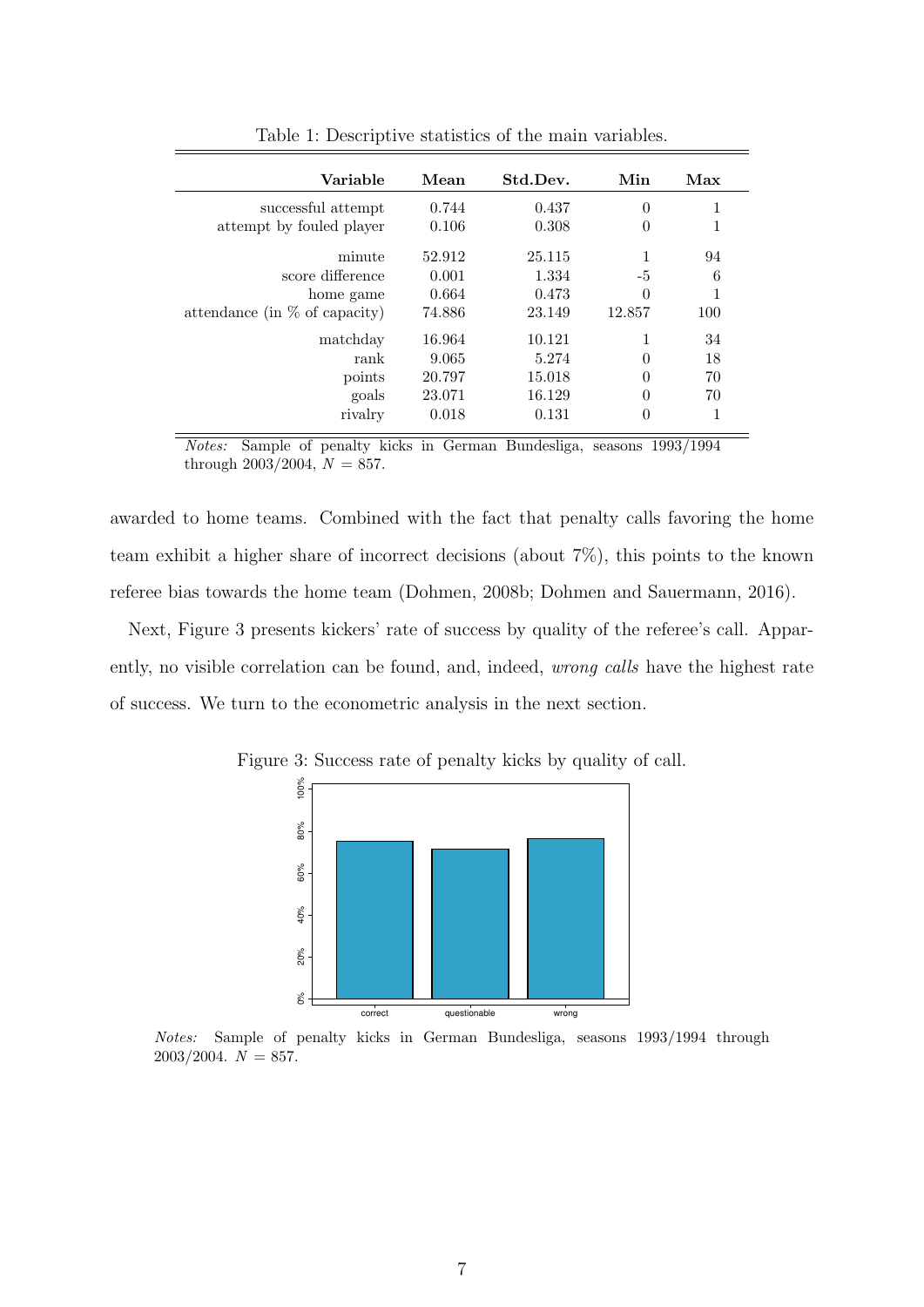Table 1: Descriptive statistics of the main variables.

| Variable | Mean | Std.Dev. | Min | Max |
|---|---|---|---|---|
| successful attempt | 0.744 | 0.437 | 0 | 1 |
| attempt by fouled player | 0.106 | 0.308 | 0 | 1 |
| minute | 52.912 | 25.115 | 1 | 94 |
| score difference | 0.001 | 1.334 | -5 | 6 |
| home game | 0.664 | 0.473 | 0 | 1 |
| attendance (in % of capacity) | 74.886 | 23.149 | 12.857 | 100 |
| matchday | 16.964 | 10.121 | 1 | 34 |
| rank | 9.065 | 5.274 | 0 | 18 |
| points | 20.797 | 15.018 | 0 | 70 |
| goals | 23.071 | 16.129 | 0 | 70 |
| rivalry | 0.018 | 0.131 | 0 | 1 |

*Notes:* Sample of penalty kicks in German Bundesliga, seasons 1993/1994 through 2003/2004, $N = 857$.

awarded to home teams. Combined with the fact that penalty calls favoring the home team exhibit a higher share of incorrect decisions (about 7%), this points to the known referee bias towards the home team (Dohmen, 2008b; Dohmen and Sauermann, 2016).

Next, Figure 3 presents kickers' rate of success by quality of the referee's call. Apparently, no visible correlation can be found, and, indeed, *wrong calls* have the highest rate of success. We turn to the econometric analysis in the next section.

Figure 3: Success rate of penalty kicks by quality of call.

*Notes:* Sample of penalty kicks in German Bundesliga, seasons 1993/1994 through 2003/2004. $N = 857$.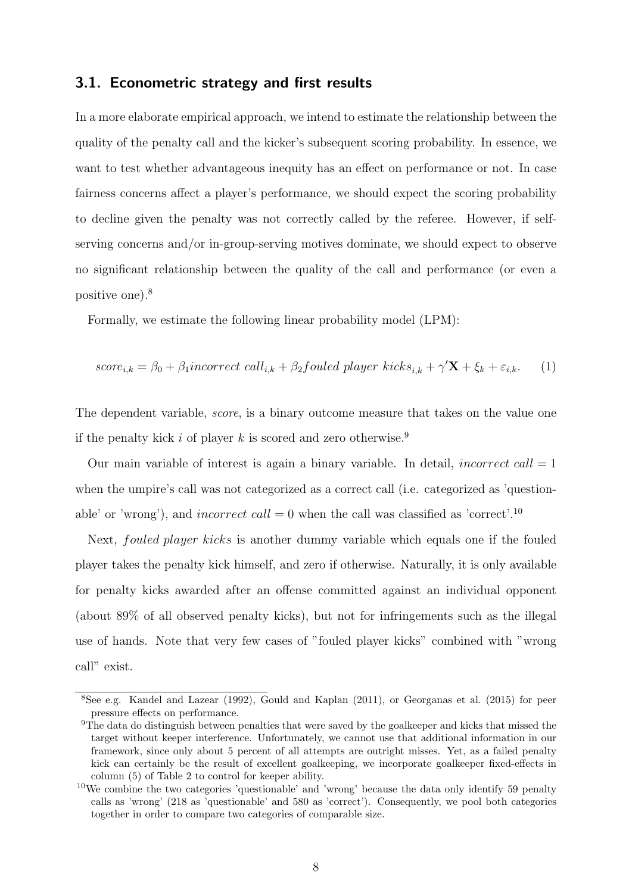### 3.1. Econometric strategy and first results

In a more elaborate empirical approach, we intend to estimate the relationship between the quality of the penalty call and the kicker's subsequent scoring probability. In essence, we want to test whether advantageous inequity has an effect on performance or not. In case fairness concerns affect a player's performance, we should expect the scoring probability to decline given the penalty was not correctly called by the referee. However, if self-serving concerns and/or in-group-serving motives dominate, we should expect to observe no significant relationship between the quality of the call and performance (or even a positive one).[8]

Formally, we estimate the following linear probability model (LPM):

$$score_{i,k} = \beta_0 + \beta_1 incorrect\ call_{i,k} + \beta_2 fouled\ player\ kicks_{i,k} + \gamma'\mathbf{X} + \xi_k + \varepsilon_{i,k}. \qquad (1)$$

The dependent variable, *score*, is a binary outcome measure that takes on the value one if the penalty kick $i$ of player $k$ is scored and zero otherwise.[9]

Our main variable of interest is again a binary variable. In detail, *incorrect call* = 1 when the umpire's call was not categorized as a correct call (i.e. categorized as 'questionable' or 'wrong'), and *incorrect call* = 0 when the call was classified as 'correct'.[10]

Next, *fouled player kicks* is another dummy variable which equals one if the fouled player takes the penalty kick himself, and zero if otherwise. Naturally, it is only available for penalty kicks awarded after an offense committed against an individual opponent (about 89% of all observed penalty kicks), but not for infringements such as the illegal use of hands. Note that very few cases of "fouled player kicks" combined with "wrong call" exist.

[8]See e.g. Kandel and Lazear (1992), Gould and Kaplan (2011), or Georganas et al. (2015) for peer pressure effects on performance.

[9]The data do distinguish between penalties that were saved by the goalkeeper and kicks that missed the target without keeper interference. Unfortunately, we cannot use that additional information in our framework, since only about 5 percent of all attempts are outright misses. Yet, as a failed penalty kick can certainly be the result of excellent goalkeeping, we incorporate goalkeeper fixed-effects in column (5) of Table 2 to control for keeper ability.

[10]We combine the two categories 'questionable' and 'wrong' because the data only identify 59 penalty calls as 'wrong' (218 as 'questionable' and 580 as 'correct'). Consequently, we pool both categories together in order to compare two categories of comparable size.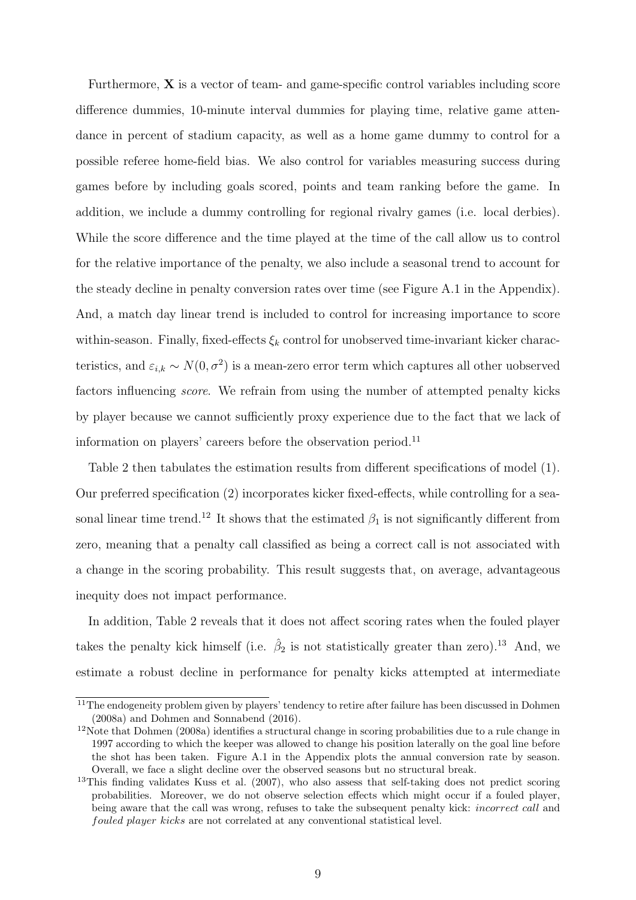Furthermore, $\mathbf{X}$ is a vector of team- and game-specific control variables including score difference dummies, 10-minute interval dummies for playing time, relative game attendance in percent of stadium capacity, as well as a home game dummy to control for a possible referee home-field bias. We also control for variables measuring success during games before by including goals scored, points and team ranking before the game. In addition, we include a dummy controlling for regional rivalry games (i.e. local derbies). While the score difference and the time played at the time of the call allow us to control for the relative importance of the penalty, we also include a seasonal trend to account for the steady decline in penalty conversion rates over time (see Figure A.1 in the Appendix). And, a match day linear trend is included to control for increasing importance to score within-season. Finally, fixed-effects $\xi_k$ control for unobserved time-invariant kicker characteristics, and $\varepsilon_{i,k} \sim N(0, \sigma^2)$ is a mean-zero error term which captures all other uobserved factors influencing *score*. We refrain from using the number of attempted penalty kicks by player because we cannot sufficiently proxy experience due to the fact that we lack of information on players' careers before the observation period.[11]

Table 2 then tabulates the estimation results from different specifications of model (1). Our preferred specification (2) incorporates kicker fixed-effects, while controlling for a seasonal linear time trend.[12] It shows that the estimated $\beta_1$ is not significantly different from zero, meaning that a penalty call classified as being a correct call is not associated with a change in the scoring probability. This result suggests that, on average, advantageous inequity does not impact performance.

In addition, Table 2 reveals that it does not affect scoring rates when the fouled player takes the penalty kick himself (i.e. $\hat{\beta}_2$ is not statistically greater than zero).[13] And, we estimate a robust decline in performance for penalty kicks attempted at intermediate

[11] The endogeneity problem given by players' tendency to retire after failure has been discussed in Dohmen (2008a) and Dohmen and Sonnabend (2016).

[12] Note that Dohmen (2008a) identifies a structural change in scoring probabilities due to a rule change in 1997 according to which the keeper was allowed to change his position laterally on the goal line before the shot has been taken. Figure A.1 in the Appendix plots the annual conversion rate by season. Overall, we face a slight decline over the observed seasons but no structural break.

[13] This finding validates Kuss et al. (2007), who also assess that self-taking does not predict scoring probabilities. Moreover, we do not observe selection effects which might occur if a fouled player, being aware that the call was wrong, refuses to take the subsequent penalty kick: *incorrect call* and *fouled player kicks* are not correlated at any conventional statistical level.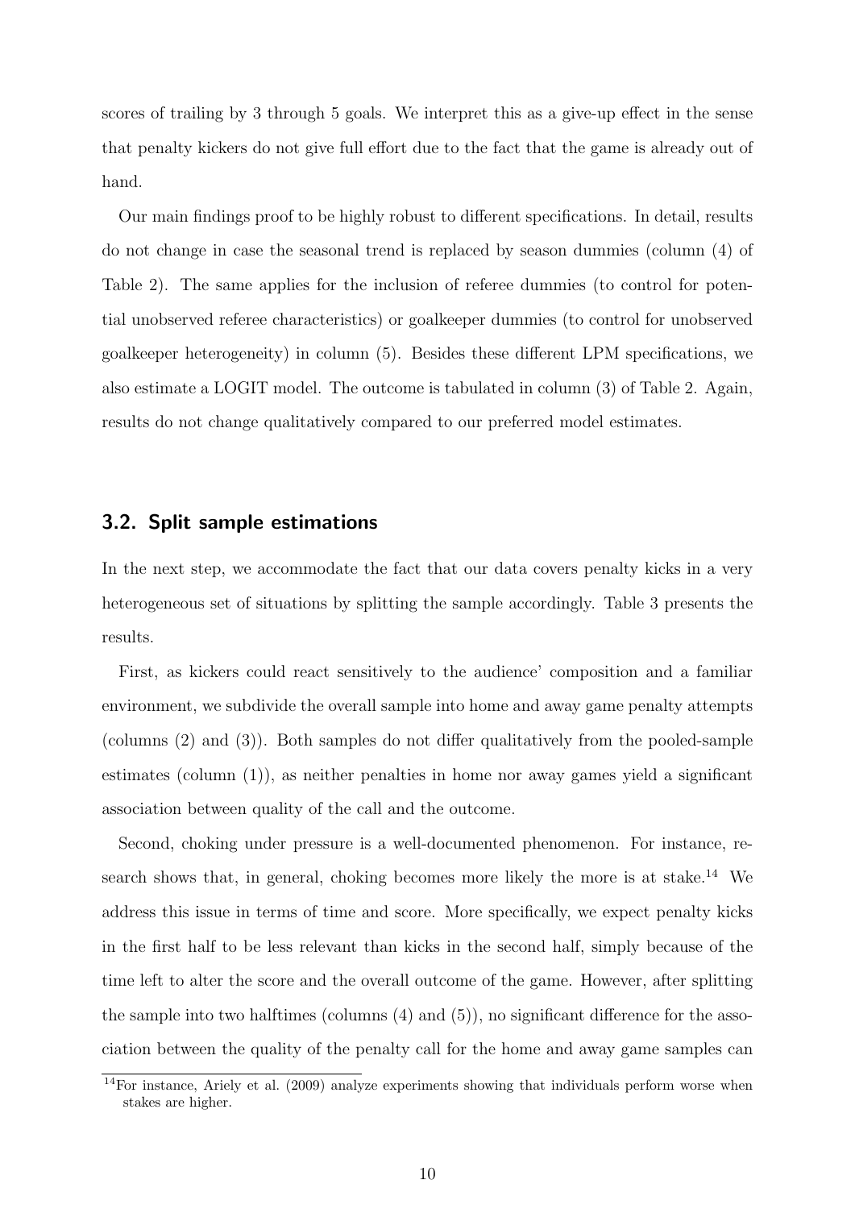scores of trailing by 3 through 5 goals. We interpret this as a give-up effect in the sense that penalty kickers do not give full effort due to the fact that the game is already out of hand.

Our main findings proof to be highly robust to different specifications. In detail, results do not change in case the seasonal trend is replaced by season dummies (column (4) of Table 2). The same applies for the inclusion of referee dummies (to control for potential unobserved referee characteristics) or goalkeeper dummies (to control for unobserved goalkeeper heterogeneity) in column (5). Besides these different LPM specifications, we also estimate a LOGIT model. The outcome is tabulated in column (3) of Table 2. Again, results do not change qualitatively compared to our preferred model estimates.

### 3.2. Split sample estimations

In the next step, we accommodate the fact that our data covers penalty kicks in a very heterogeneous set of situations by splitting the sample accordingly. Table 3 presents the results.

First, as kickers could react sensitively to the audience' composition and a familiar environment, we subdivide the overall sample into home and away game penalty attempts (columns (2) and (3)). Both samples do not differ qualitatively from the pooled-sample estimates (column (1)), as neither penalties in home nor away games yield a significant association between quality of the call and the outcome.

Second, choking under pressure is a well-documented phenomenon. For instance, research shows that, in general, choking becomes more likely the more is at stake.[14] We address this issue in terms of time and score. More specifically, we expect penalty kicks in the first half to be less relevant than kicks in the second half, simply because of the time left to alter the score and the overall outcome of the game. However, after splitting the sample into two halftimes (columns (4) and (5)), no significant difference for the association between the quality of the penalty call for the home and away game samples can

[14] For instance, Ariely et al. (2009) analyze experiments showing that individuals perform worse when stakes are higher.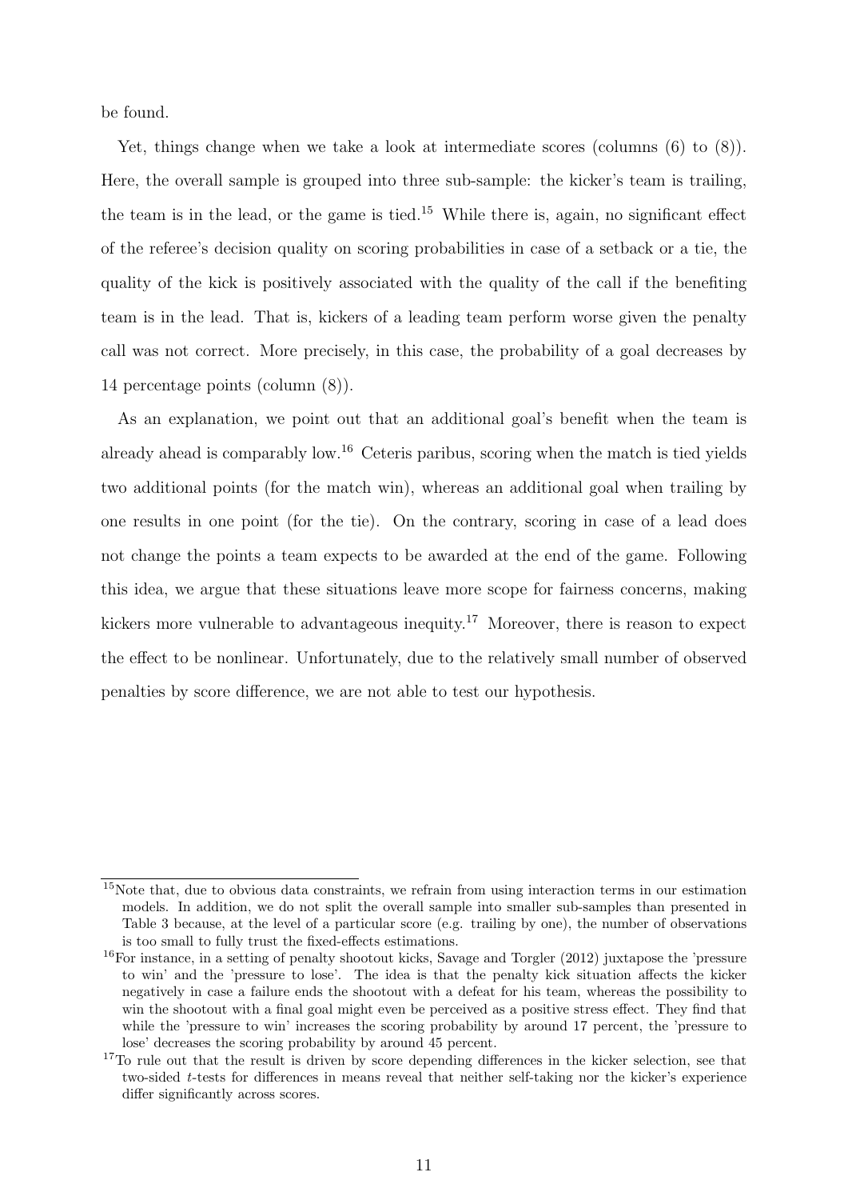be found.

Yet, things change when we take a look at intermediate scores (columns (6) to (8)). Here, the overall sample is grouped into three sub-sample: the kicker's team is trailing, the team is in the lead, or the game is tied.[15] While there is, again, no significant effect of the referee's decision quality on scoring probabilities in case of a setback or a tie, the quality of the kick is positively associated with the quality of the call if the benefiting team is in the lead. That is, kickers of a leading team perform worse given the penalty call was not correct. More precisely, in this case, the probability of a goal decreases by 14 percentage points (column (8)).

As an explanation, we point out that an additional goal's benefit when the team is already ahead is comparably low.[16] Ceteris paribus, scoring when the match is tied yields two additional points (for the match win), whereas an additional goal when trailing by one results in one point (for the tie). On the contrary, scoring in case of a lead does not change the points a team expects to be awarded at the end of the game. Following this idea, we argue that these situations leave more scope for fairness concerns, making kickers more vulnerable to advantageous inequity.[17] Moreover, there is reason to expect the effect to be nonlinear. Unfortunately, due to the relatively small number of observed penalties by score difference, we are not able to test our hypothesis.

---

[15] Note that, due to obvious data constraints, we refrain from using interaction terms in our estimation models. In addition, we do not split the overall sample into smaller sub-samples than presented in Table 3 because, at the level of a particular score (e.g. trailing by one), the number of observations is too small to fully trust the fixed-effects estimations.

[16] For instance, in a setting of penalty shootout kicks, Savage and Torgler (2012) juxtapose the 'pressure to win' and the 'pressure to lose'. The idea is that the penalty kick situation affects the kicker negatively in case a failure ends the shootout with a defeat for his team, whereas the possibility to win the shootout with a final goal might even be perceived as a positive stress effect. They find that while the 'pressure to win' increases the scoring probability by around 17 percent, the 'pressure to lose' decreases the scoring probability by around 45 percent.

[17] To rule out that the result is driven by score depending differences in the kicker selection, see that two-sided $t$-tests for differences in means reveal that neither self-taking nor the kicker's experience differ significantly across scores.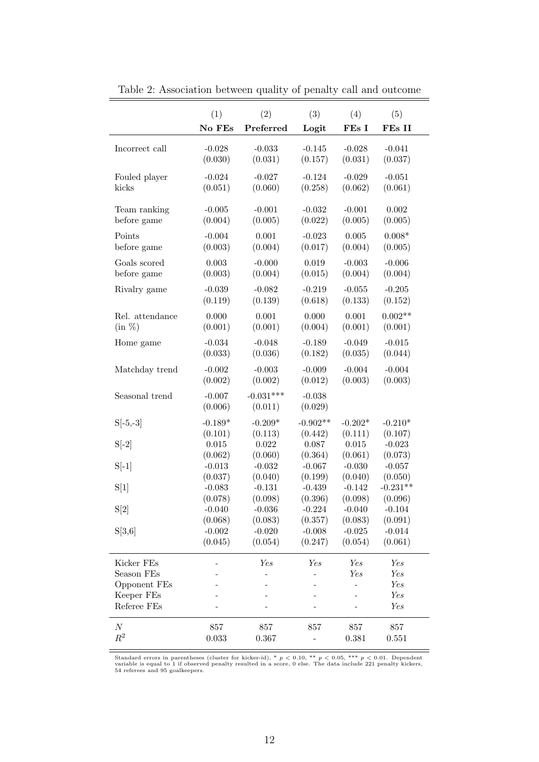Table 2: Association between quality of penalty call and outcome

| | (1) | (2) | (3) | (4) | (5) |
|---|---|---|---|---|---|
| | **No FEs** | **Preferred** | **Logit** | **FEs I** | **FEs II** |
| Incorrect call | -0.028 | -0.033 | -0.145 | -0.028 | -0.041 |
| | (0.030) | (0.031) | (0.157) | (0.031) | (0.037) |
| Fouled player kicks | -0.024 | -0.027 | -0.124 | -0.029 | -0.051 |
| | (0.051) | (0.060) | (0.258) | (0.062) | (0.061) |
| Team ranking before game | -0.005 | -0.001 | -0.032 | -0.001 | 0.002 |
| | (0.004) | (0.005) | (0.022) | (0.005) | (0.005) |
| Points before game | -0.004 | 0.001 | -0.023 | 0.005 | 0.008* |
| | (0.003) | (0.004) | (0.017) | (0.004) | (0.005) |
| Goals scored before game | 0.003 | -0.000 | 0.019 | -0.003 | -0.006 |
| | (0.003) | (0.004) | (0.015) | (0.004) | (0.004) |
| Rivalry game | -0.039 | -0.082 | -0.219 | -0.055 | -0.205 |
| | (0.119) | (0.139) | (0.618) | (0.133) | (0.152) |
| Rel. attendance (in %) | 0.000 | 0.001 | 0.000 | 0.001 | 0.002** |
| | (0.001) | (0.001) | (0.004) | (0.001) | (0.001) |
| Home game | -0.034 | -0.048 | -0.189 | -0.049 | -0.015 |
| | (0.033) | (0.036) | (0.182) | (0.035) | (0.044) |
| Matchday trend | -0.002 | -0.003 | -0.009 | -0.004 | -0.004 |
| | (0.002) | (0.002) | (0.012) | (0.003) | (0.003) |
| Seasonal trend | -0.007 | -0.031*** | -0.038 | | |
| | (0.006) | (0.011) | (0.029) | | |
| S[-5,-3] | -0.189* | -0.209* | -0.902** | -0.202* | -0.210* |
| | (0.101) | (0.113) | (0.442) | (0.111) | (0.107) |
| S[-2] | 0.015 | 0.022 | 0.087 | 0.015 | -0.023 |
| | (0.062) | (0.060) | (0.364) | (0.061) | (0.073) |
| S[-1] | -0.013 | -0.032 | -0.067 | -0.030 | -0.057 |
| | (0.037) | (0.040) | (0.199) | (0.040) | (0.050) |
| S[1] | -0.083 | -0.131 | -0.439 | -0.142 | -0.231** |
| | (0.078) | (0.098) | (0.396) | (0.098) | (0.096) |
| S[2] | -0.040 | -0.036 | -0.224 | -0.040 | -0.104 |
| | (0.068) | (0.083) | (0.357) | (0.083) | (0.091) |
| S[3,6] | -0.002 | -0.020 | -0.008 | -0.025 | -0.014 |
| | (0.045) | (0.054) | (0.247) | (0.054) | (0.061) |
| Kicker FEs | - | *Yes* | *Yes* | *Yes* | *Yes* |
| Season FEs | - | - | - | *Yes* | *Yes* |
| Opponent FEs | - | - | - | - | *Yes* |
| Keeper FEs | - | - | - | - | *Yes* |
| Referee FEs | - | - | - | - | *Yes* |
| $N$ | 857 | 857 | 857 | 857 | 857 |
| $R^2$ | 0.033 | 0.367 | - | 0.381 | 0.551 |

Standard errors in parentheses (cluster for kicker-id), * $p < 0.10$, ** $p < 0.05$, *** $p < 0.01$. Dependent variable is equal to 1 if observed penalty resulted in a score, 0 else. The data include 221 penalty kickers, 54 referees and 95 goalkeepers.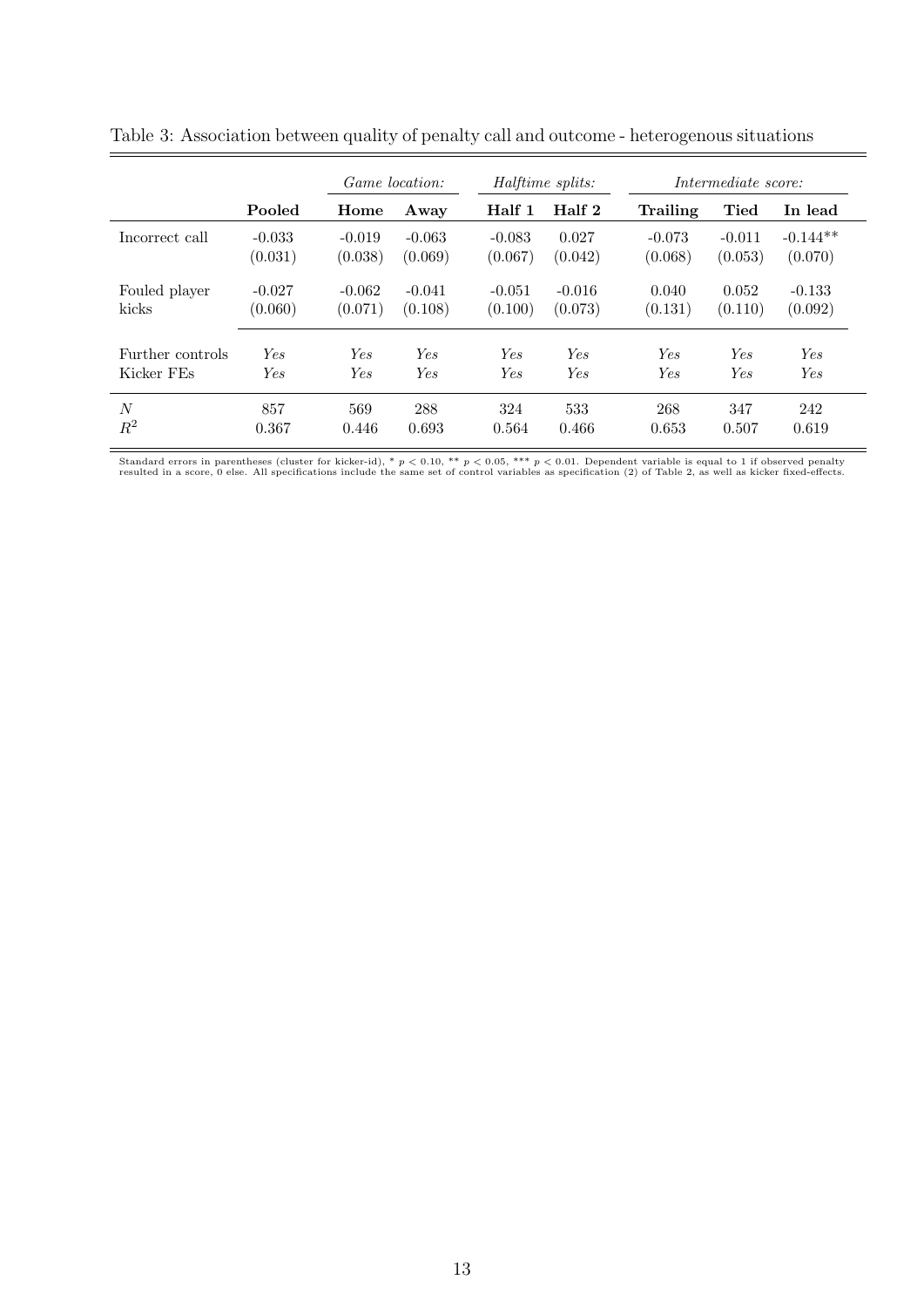Table 3: Association between quality of penalty call and outcome - heterogenous situations

| | | *Game location:* | | *Halftime splits:* | | *Intermediate score:* | | |
|---|---|---|---|---|---|---|---|---|
| | **Pooled** | **Home** | **Away** | **Half 1** | **Half 2** | **Trailing** | **Tied** | **In lead** |
| Incorrect call | -0.033 | -0.019 | -0.063 | -0.083 | 0.027 | -0.073 | -0.011 | -0.144** |
| | (0.031) | (0.038) | (0.069) | (0.067) | (0.042) | (0.068) | (0.053) | (0.070) |
| Fouled player kicks | -0.027 | -0.062 | -0.041 | -0.051 | -0.016 | 0.040 | 0.052 | -0.133 |
| | (0.060) | (0.071) | (0.108) | (0.100) | (0.073) | (0.131) | (0.110) | (0.092) |
| Further controls | *Yes* | *Yes* | *Yes* | *Yes* | *Yes* | *Yes* | *Yes* | *Yes* |
| Kicker FEs | *Yes* | *Yes* | *Yes* | *Yes* | *Yes* | *Yes* | *Yes* | *Yes* |
| $N$ | 857 | 569 | 288 | 324 | 533 | 268 | 347 | 242 |
| $R^2$ | 0.367 | 0.446 | 0.693 | 0.564 | 0.466 | 0.653 | 0.507 | 0.619 |

Standard errors in parentheses (cluster for kicker-id), * $p < 0.10$, ** $p < 0.05$, *** $p < 0.01$. Dependent variable is equal to 1 if observed penalty resulted in a score, 0 else. All specifications include the same set of control variables as specification (2) of Table 2, as well as kicker fixed-effects.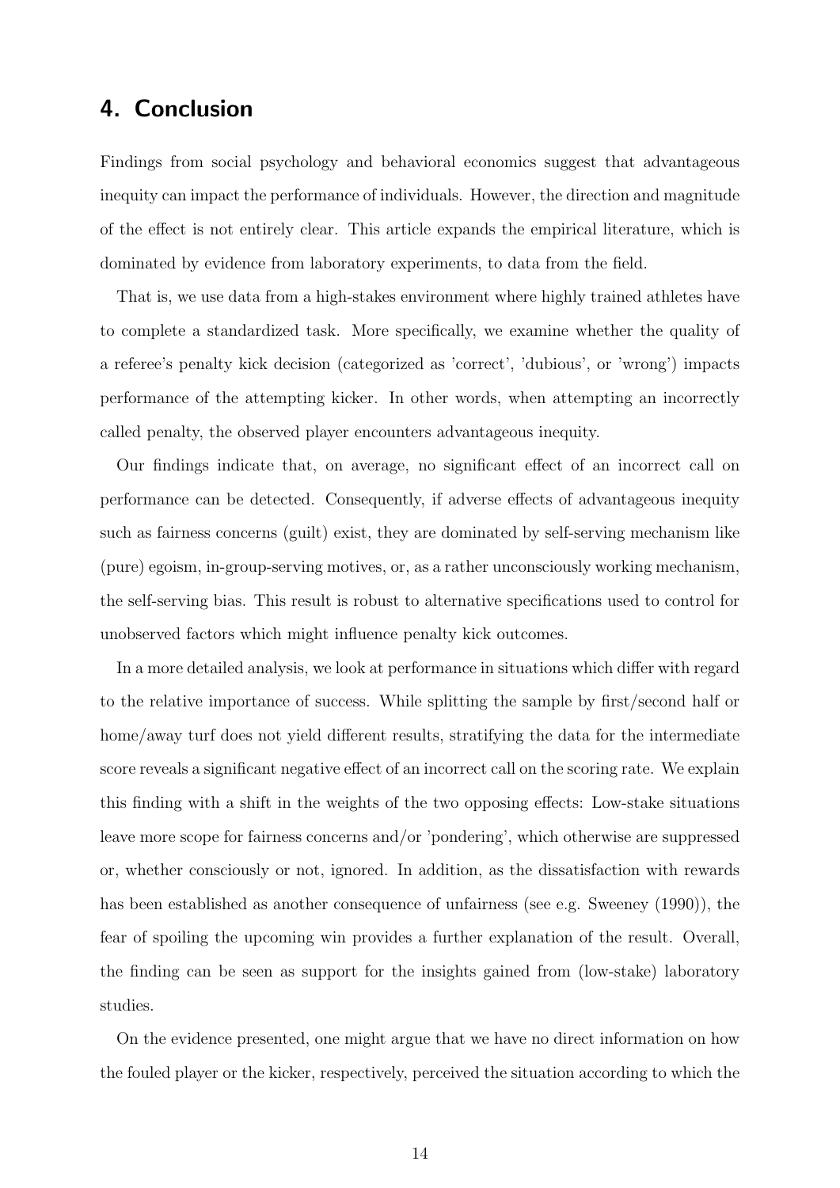## 4. Conclusion

Findings from social psychology and behavioral economics suggest that advantageous inequity can impact the performance of individuals. However, the direction and magnitude of the effect is not entirely clear. This article expands the empirical literature, which is dominated by evidence from laboratory experiments, to data from the field.

That is, we use data from a high-stakes environment where highly trained athletes have to complete a standardized task. More specifically, we examine whether the quality of a referee's penalty kick decision (categorized as 'correct', 'dubious', or 'wrong') impacts performance of the attempting kicker. In other words, when attempting an incorrectly called penalty, the observed player encounters advantageous inequity.

Our findings indicate that, on average, no significant effect of an incorrect call on performance can be detected. Consequently, if adverse effects of advantageous inequity such as fairness concerns (guilt) exist, they are dominated by self-serving mechanism like (pure) egoism, in-group-serving motives, or, as a rather unconsciously working mechanism, the self-serving bias. This result is robust to alternative specifications used to control for unobserved factors which might influence penalty kick outcomes.

In a more detailed analysis, we look at performance in situations which differ with regard to the relative importance of success. While splitting the sample by first/second half or home/away turf does not yield different results, stratifying the data for the intermediate score reveals a significant negative effect of an incorrect call on the scoring rate. We explain this finding with a shift in the weights of the two opposing effects: Low-stake situations leave more scope for fairness concerns and/or 'pondering', which otherwise are suppressed or, whether consciously or not, ignored. In addition, as the dissatisfaction with rewards has been established as another consequence of unfairness (see e.g. Sweeney (1990)), the fear of spoiling the upcoming win provides a further explanation of the result. Overall, the finding can be seen as support for the insights gained from (low-stake) laboratory studies.

On the evidence presented, one might argue that we have no direct information on how the fouled player or the kicker, respectively, perceived the situation according to which the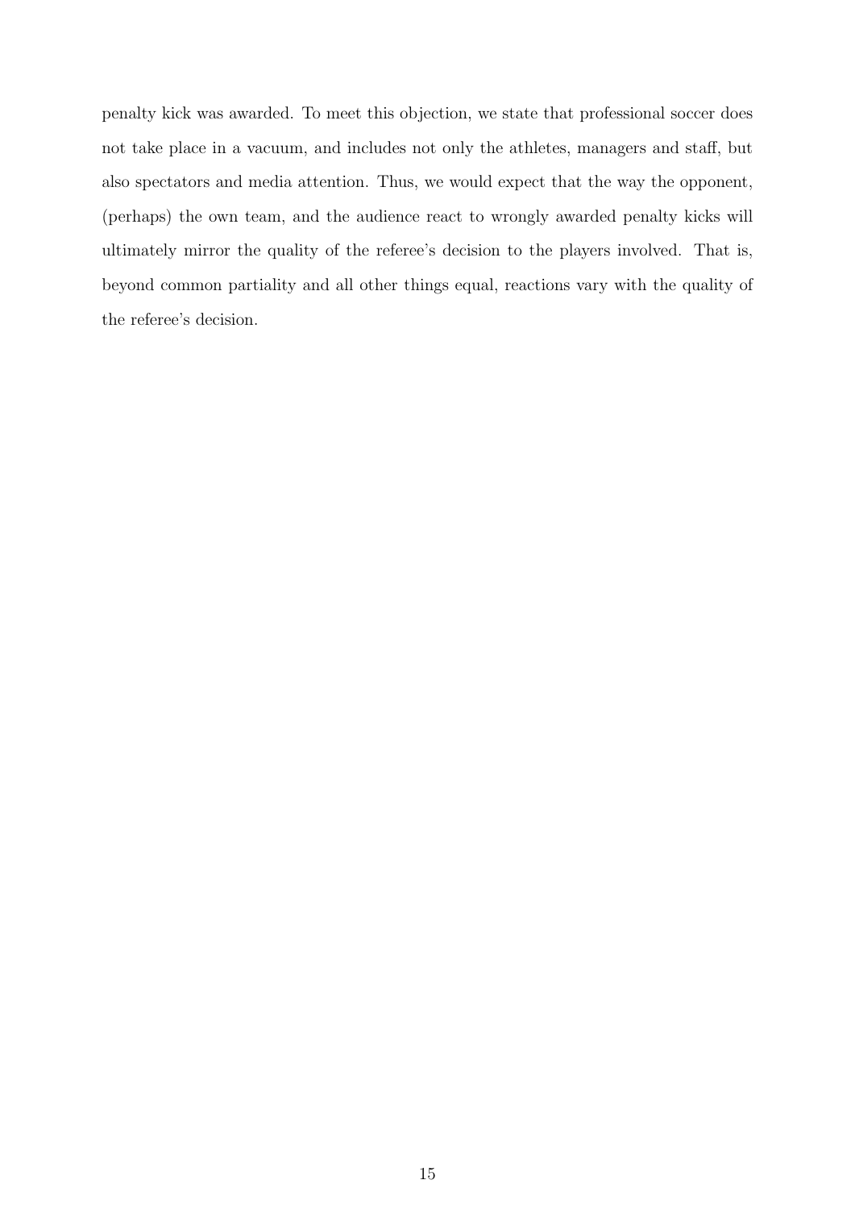penalty kick was awarded. To meet this objection, we state that professional soccer does not take place in a vacuum, and includes not only the athletes, managers and staff, but also spectators and media attention. Thus, we would expect that the way the opponent, (perhaps) the own team, and the audience react to wrongly awarded penalty kicks will ultimately mirror the quality of the referee's decision to the players involved. That is, beyond common partiality and all other things equal, reactions vary with the quality of the referee's decision.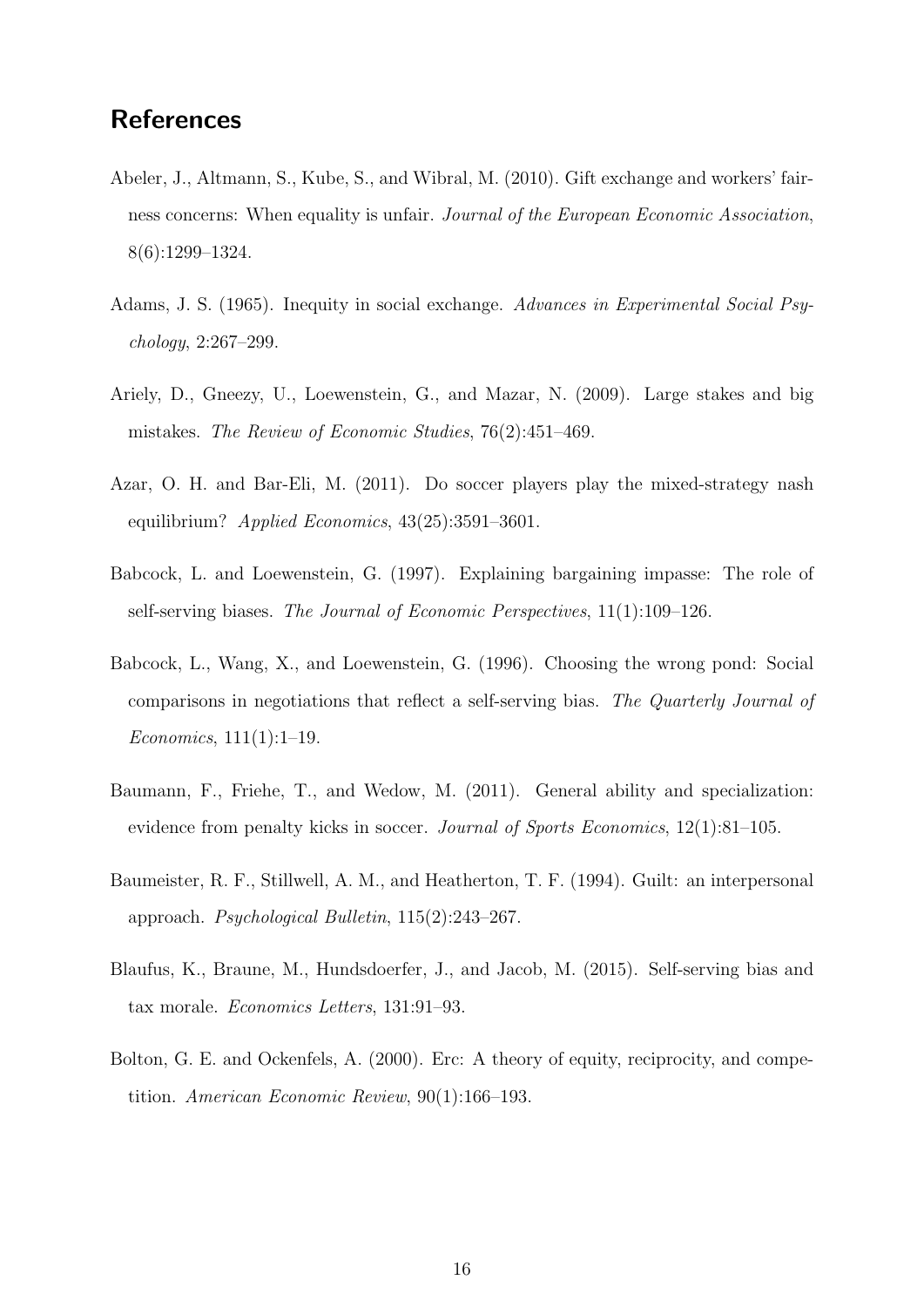## References

Abeler, J., Altmann, S., Kube, S., and Wibral, M. (2010). Gift exchange and workers' fairness concerns: When equality is unfair. *Journal of the European Economic Association*, 8(6):1299–1324.

Adams, J. S. (1965). Inequity in social exchange. *Advances in Experimental Social Psychology*, 2:267–299.

Ariely, D., Gneezy, U., Loewenstein, G., and Mazar, N. (2009). Large stakes and big mistakes. *The Review of Economic Studies*, 76(2):451–469.

Azar, O. H. and Bar-Eli, M. (2011). Do soccer players play the mixed-strategy nash equilibrium? *Applied Economics*, 43(25):3591–3601.

Babcock, L. and Loewenstein, G. (1997). Explaining bargaining impasse: The role of self-serving biases. *The Journal of Economic Perspectives*, 11(1):109–126.

Babcock, L., Wang, X., and Loewenstein, G. (1996). Choosing the wrong pond: Social comparisons in negotiations that reflect a self-serving bias. *The Quarterly Journal of Economics*, 111(1):1–19.

Baumann, F., Friehe, T., and Wedow, M. (2011). General ability and specialization: evidence from penalty kicks in soccer. *Journal of Sports Economics*, 12(1):81–105.

Baumeister, R. F., Stillwell, A. M., and Heatherton, T. F. (1994). Guilt: an interpersonal approach. *Psychological Bulletin*, 115(2):243–267.

Blaufus, K., Braune, M., Hundsdoerfer, J., and Jacob, M. (2015). Self-serving bias and tax morale. *Economics Letters*, 131:91–93.

Bolton, G. E. and Ockenfels, A. (2000). Erc: A theory of equity, reciprocity, and competition. *American Economic Review*, 90(1):166–193.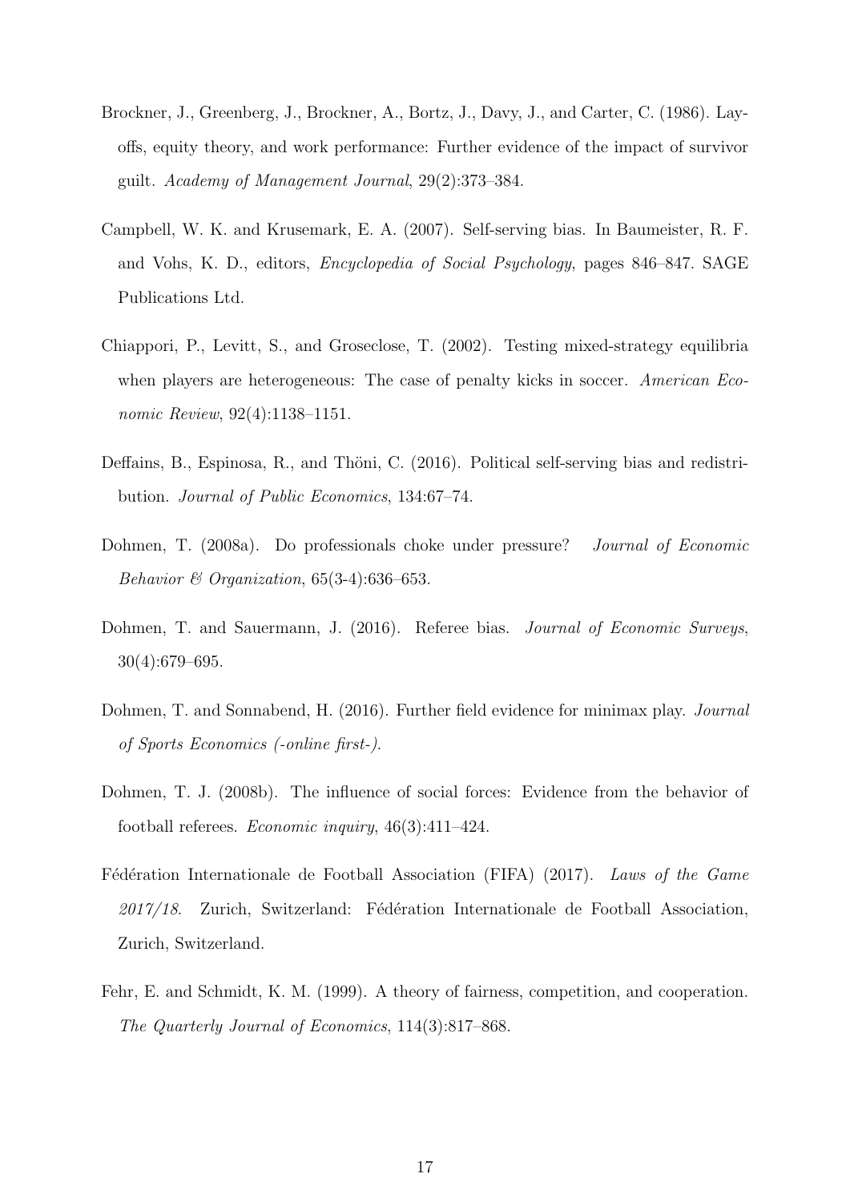Brockner, J., Greenberg, J., Brockner, A., Bortz, J., Davy, J., and Carter, C. (1986). Layoffs, equity theory, and work performance: Further evidence of the impact of survivor guilt. *Academy of Management Journal*, 29(2):373–384.

Campbell, W. K. and Krusemark, E. A. (2007). Self-serving bias. In Baumeister, R. F. and Vohs, K. D., editors, *Encyclopedia of Social Psychology*, pages 846–847. SAGE Publications Ltd.

Chiappori, P., Levitt, S., and Groseclose, T. (2002). Testing mixed-strategy equilibria when players are heterogeneous: The case of penalty kicks in soccer. *American Economic Review*, 92(4):1138–1151.

Deffains, B., Espinosa, R., and Thöni, C. (2016). Political self-serving bias and redistribution. *Journal of Public Economics*, 134:67–74.

Dohmen, T. (2008a). Do professionals choke under pressure? *Journal of Economic Behavior & Organization*, 65(3-4):636–653.

Dohmen, T. and Sauermann, J. (2016). Referee bias. *Journal of Economic Surveys*, 30(4):679–695.

Dohmen, T. and Sonnabend, H. (2016). Further field evidence for minimax play. *Journal of Sports Economics (-online first-)*.

Dohmen, T. J. (2008b). The influence of social forces: Evidence from the behavior of football referees. *Economic inquiry*, 46(3):411–424.

Fédération Internationale de Football Association (FIFA) (2017). *Laws of the Game 2017/18*. Zurich, Switzerland: Fédération Internationale de Football Association, Zurich, Switzerland.

Fehr, E. and Schmidt, K. M. (1999). A theory of fairness, competition, and cooperation. *The Quarterly Journal of Economics*, 114(3):817–868.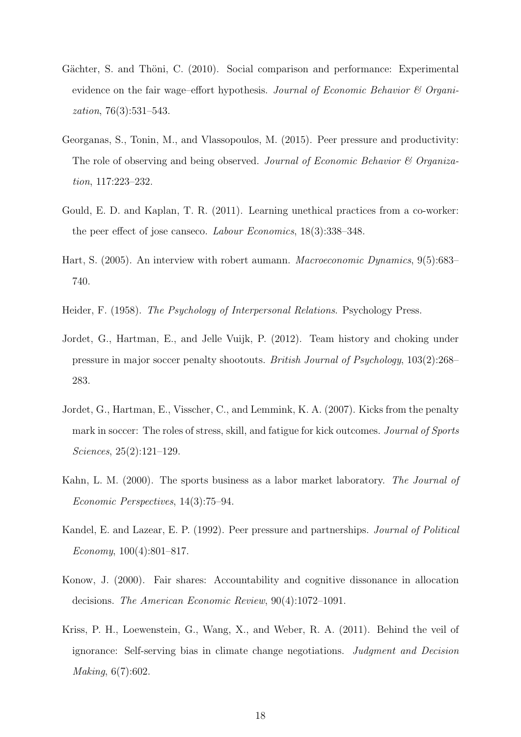Gächter, S. and Thöni, C. (2010). Social comparison and performance: Experimental evidence on the fair wage–effort hypothesis. *Journal of Economic Behavior & Organization*, 76(3):531–543.

Georganas, S., Tonin, M., and Vlassopoulos, M. (2015). Peer pressure and productivity: The role of observing and being observed. *Journal of Economic Behavior & Organization*, 117:223–232.

Gould, E. D. and Kaplan, T. R. (2011). Learning unethical practices from a co-worker: the peer effect of jose canseco. *Labour Economics*, 18(3):338–348.

Hart, S. (2005). An interview with robert aumann. *Macroeconomic Dynamics*, 9(5):683–740.

Heider, F. (1958). *The Psychology of Interpersonal Relations*. Psychology Press.

Jordet, G., Hartman, E., and Jelle Vuijk, P. (2012). Team history and choking under pressure in major soccer penalty shootouts. *British Journal of Psychology*, 103(2):268–283.

Jordet, G., Hartman, E., Visscher, C., and Lemmink, K. A. (2007). Kicks from the penalty mark in soccer: The roles of stress, skill, and fatigue for kick outcomes. *Journal of Sports Sciences*, 25(2):121–129.

Kahn, L. M. (2000). The sports business as a labor market laboratory. *The Journal of Economic Perspectives*, 14(3):75–94.

Kandel, E. and Lazear, E. P. (1992). Peer pressure and partnerships. *Journal of Political Economy*, 100(4):801–817.

Konow, J. (2000). Fair shares: Accountability and cognitive dissonance in allocation decisions. *The American Economic Review*, 90(4):1072–1091.

Kriss, P. H., Loewenstein, G., Wang, X., and Weber, R. A. (2011). Behind the veil of ignorance: Self-serving bias in climate change negotiations. *Judgment and Decision Making*, 6(7):602.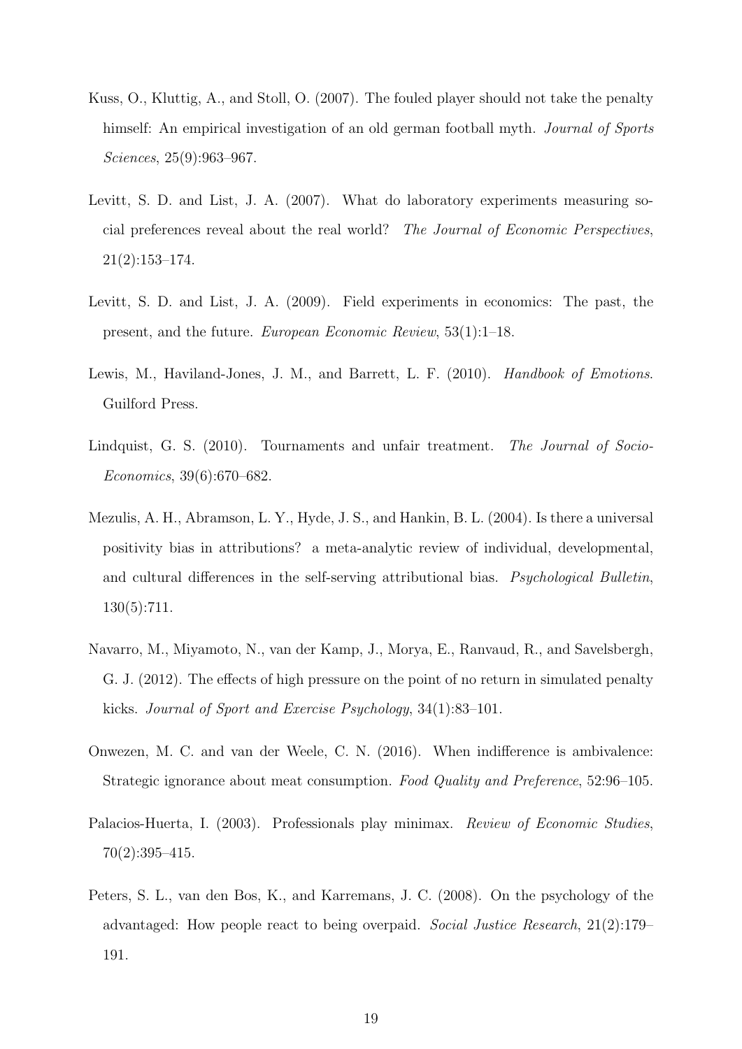Kuss, O., Kluttig, A., and Stoll, O. (2007). The fouled player should not take the penalty himself: An empirical investigation of an old german football myth. *Journal of Sports Sciences*, 25(9):963–967.

Levitt, S. D. and List, J. A. (2007). What do laboratory experiments measuring social preferences reveal about the real world? *The Journal of Economic Perspectives*, 21(2):153–174.

Levitt, S. D. and List, J. A. (2009). Field experiments in economics: The past, the present, and the future. *European Economic Review*, 53(1):1–18.

Lewis, M., Haviland-Jones, J. M., and Barrett, L. F. (2010). *Handbook of Emotions*. Guilford Press.

Lindquist, G. S. (2010). Tournaments and unfair treatment. *The Journal of Socio-Economics*, 39(6):670–682.

Mezulis, A. H., Abramson, L. Y., Hyde, J. S., and Hankin, B. L. (2004). Is there a universal positivity bias in attributions? a meta-analytic review of individual, developmental, and cultural differences in the self-serving attributional bias. *Psychological Bulletin*, 130(5):711.

Navarro, M., Miyamoto, N., van der Kamp, J., Morya, E., Ranvaud, R., and Savelsbergh, G. J. (2012). The effects of high pressure on the point of no return in simulated penalty kicks. *Journal of Sport and Exercise Psychology*, 34(1):83–101.

Onwezen, M. C. and van der Weele, C. N. (2016). When indifference is ambivalence: Strategic ignorance about meat consumption. *Food Quality and Preference*, 52:96–105.

Palacios-Huerta, I. (2003). Professionals play minimax. *Review of Economic Studies*, 70(2):395–415.

Peters, S. L., van den Bos, K., and Karremans, J. C. (2008). On the psychology of the advantaged: How people react to being overpaid. *Social Justice Research*, 21(2):179–191.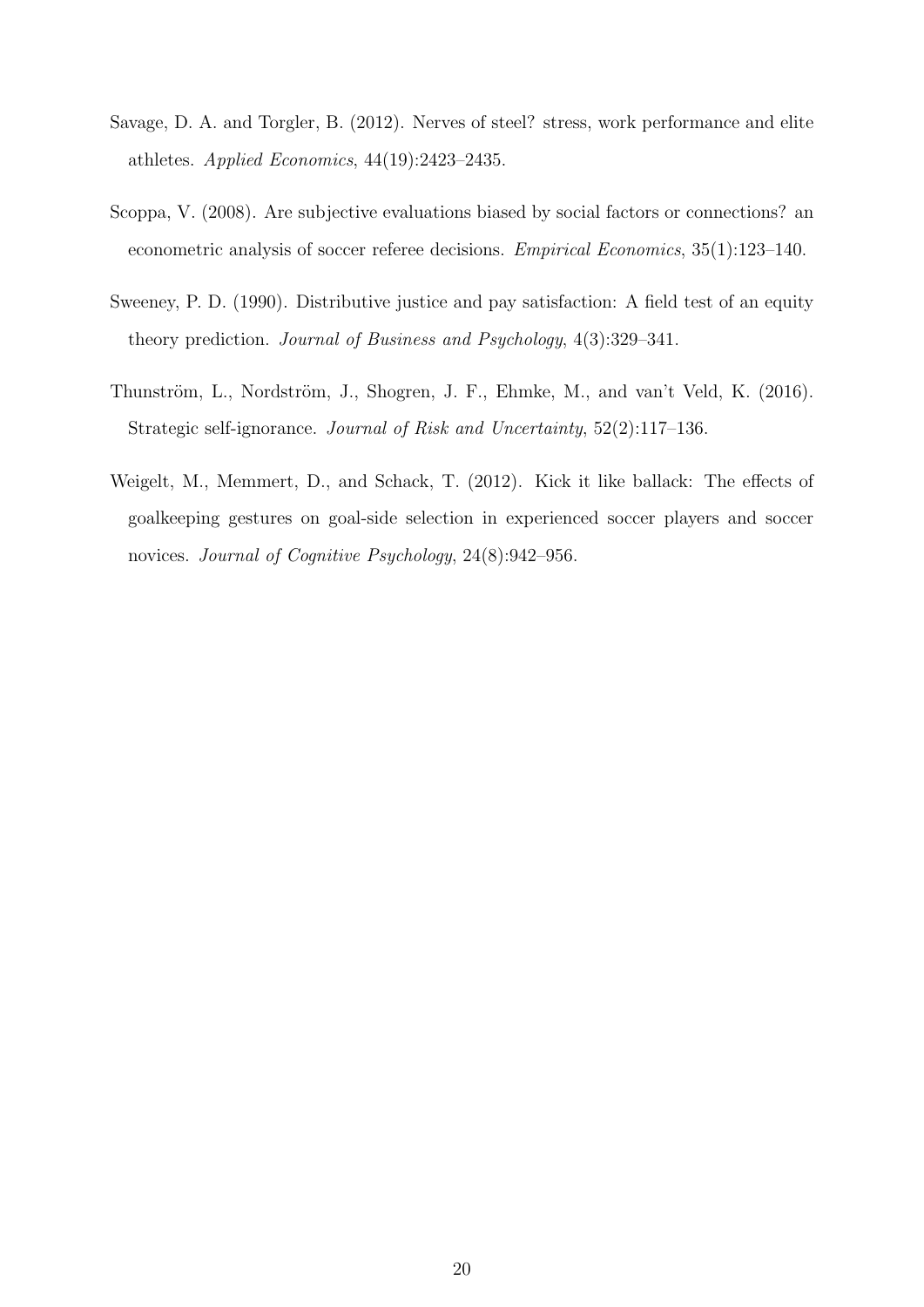Savage, D. A. and Torgler, B. (2012). Nerves of steel? stress, work performance and elite athletes. *Applied Economics*, 44(19):2423–2435.

Scoppa, V. (2008). Are subjective evaluations biased by social factors or connections? an econometric analysis of soccer referee decisions. *Empirical Economics*, 35(1):123–140.

Sweeney, P. D. (1990). Distributive justice and pay satisfaction: A field test of an equity theory prediction. *Journal of Business and Psychology*, 4(3):329–341.

Thunström, L., Nordström, J., Shogren, J. F., Ehmke, M., and van't Veld, K. (2016). Strategic self-ignorance. *Journal of Risk and Uncertainty*, 52(2):117–136.

Weigelt, M., Memmert, D., and Schack, T. (2012). Kick it like ballack: The effects of goalkeeping gestures on goal-side selection in experienced soccer players and soccer novices. *Journal of Cognitive Psychology*, 24(8):942–956.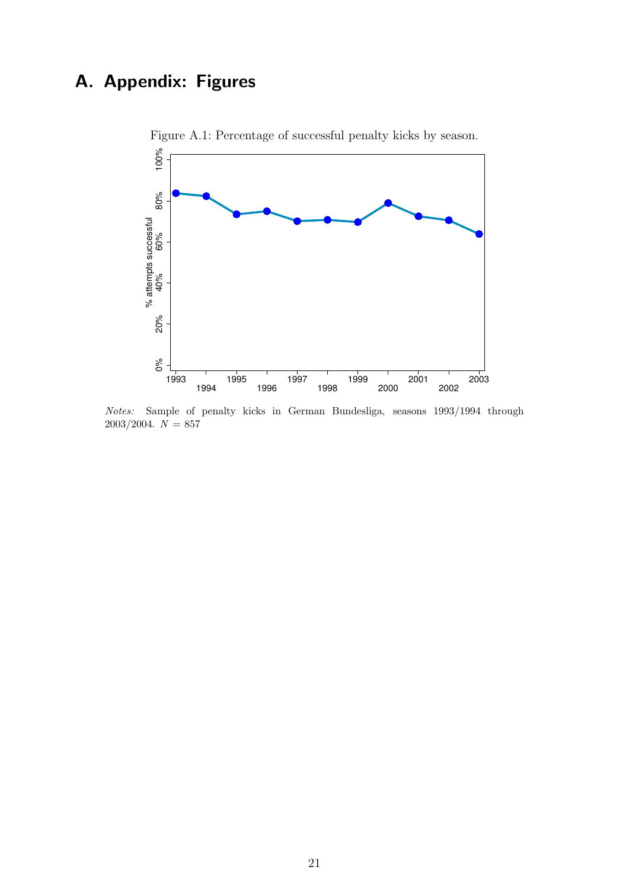# A. Appendix: Figures

Figure A.1: Percentage of successful penalty kicks by season.

*Notes:* Sample of penalty kicks in German Bundesliga, seasons 1993/1994 through 2003/2004. $N = 857$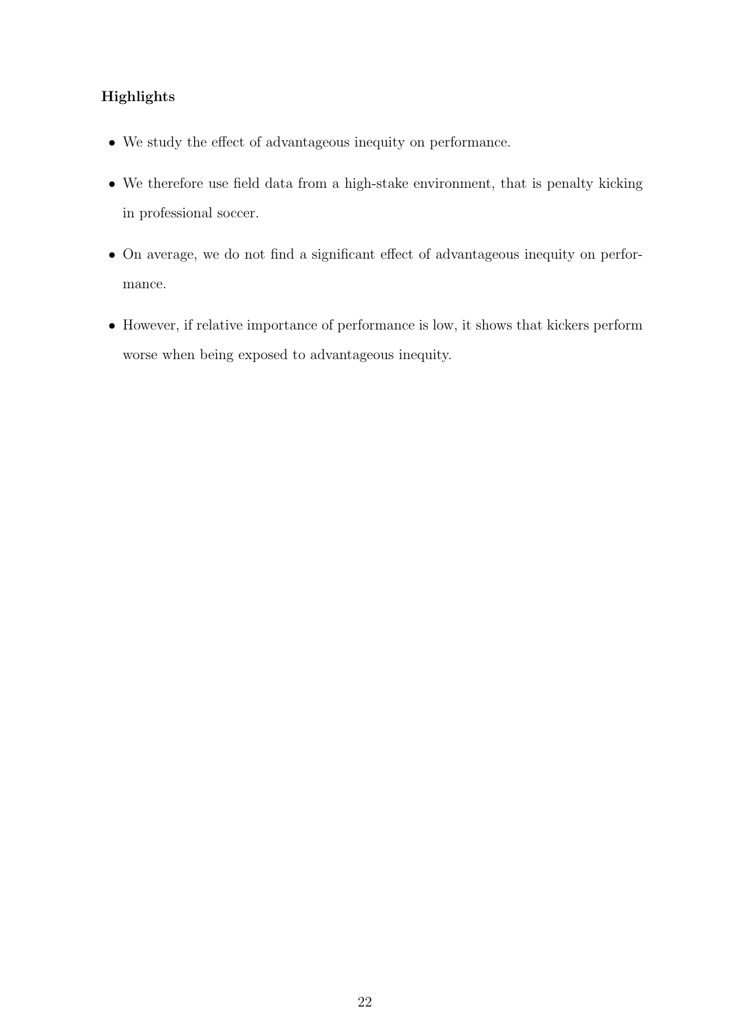**Highlights**

- We study the effect of advantageous inequity on performance.
- We therefore use field data from a high-stake environment, that is penalty kicking in professional soccer.
- On average, we do not find a significant effect of advantageous inequity on performance.
- However, if relative importance of performance is low, it shows that kickers perform worse when being exposed to advantageous inequity.